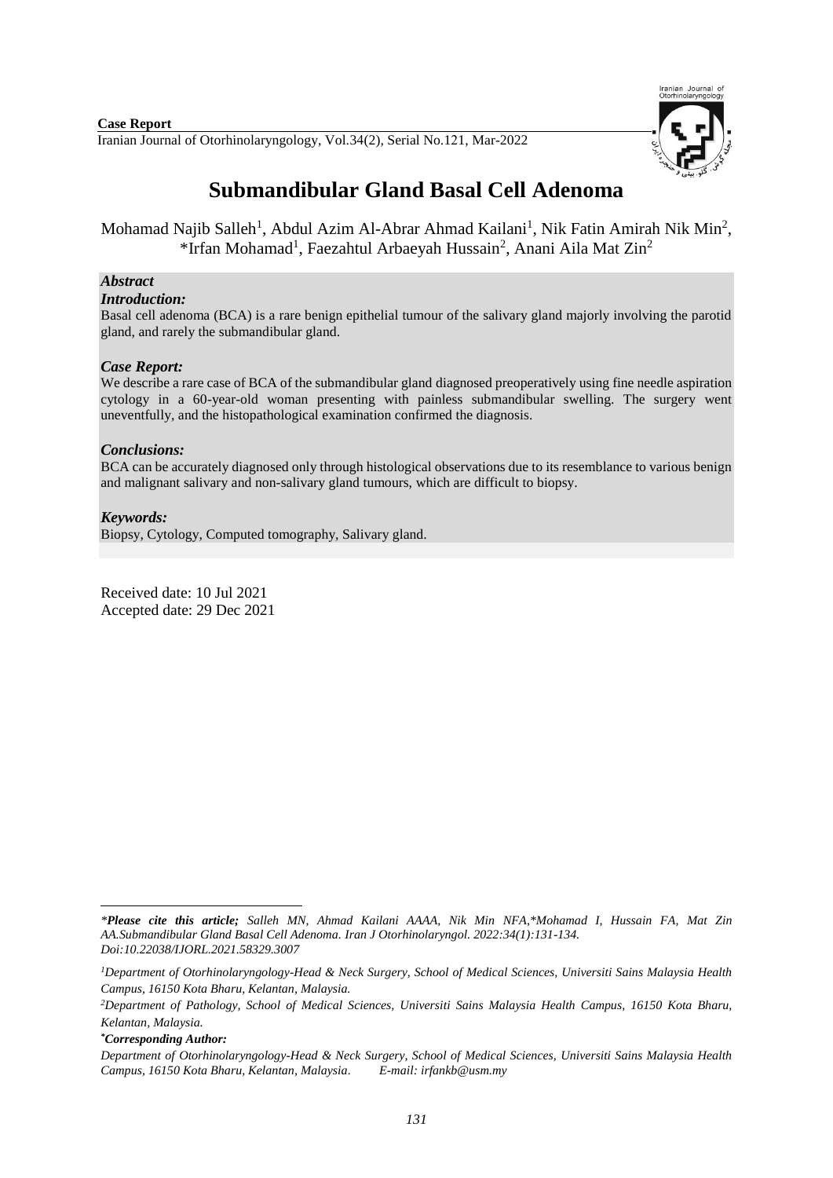**Case Report**

Iranian Journal of Otorhinolaryngology, Vol.34(2), Serial No.121, Mar-2022

# Submandibular Gland Basal Cell Adenoma

Mohamad Najib Salleh[1], Abdul Azim Al-Abrar Ahmad Kailani[1], Nik Fatin Amirah Nik Min[2], *Irfan Mohamad[1], Faezahtul Arbaeyah Hussain[2], Anani Aila Mat Zin[2]

## *Abstract*

### *Introduction:*

Basal cell adenoma (BCA) is a rare benign epithelial tumour of the salivary gland majorly involving the parotid gland, and rarely the submandibular gland.

### *Case Report:*

We describe a rare case of BCA of the submandibular gland diagnosed preoperatively using fine needle aspiration cytology in a 60-year-old woman presenting with painless submandibular swelling. The surgery went uneventfully, and the histopathological examination confirmed the diagnosis.

### *Conclusions:*

BCA can be accurately diagnosed only through histological observations due to its resemblance to various benign and malignant salivary and non-salivary gland tumours, which are difficult to biopsy.

### *Keywords:*

Biopsy, Cytology, Computed tomography, Salivary gland.

Received date: 10 Jul 2021
Accepted date: 29 Dec 2021

---

*\*Please cite this article; Salleh MN, Ahmad Kailani AAAA, Nik Min NFA,\*Mohamad I, Hussain FA, Mat Zin AA.Submandibular Gland Basal Cell Adenoma. Iran J Otorhinolaryngol. 2022:34(1):131-134. Doi:10.22038/IJORL.2021.58329.3007*

*[1]Department of Otorhinolaryngology-Head & Neck Surgery, School of Medical Sciences, Universiti Sains Malaysia Health Campus, 16150 Kota Bharu, Kelantan, Malaysia.*

*[2]Department of Pathology, School of Medical Sciences, Universiti Sains Malaysia Health Campus, 16150 Kota Bharu, Kelantan, Malaysia.*

***Corresponding Author:***

*Department of Otorhinolaryngology-Head & Neck Surgery, School of Medical Sciences, Universiti Sains Malaysia Health Campus, 16150 Kota Bharu, Kelantan, Malaysia. E-mail: irfankb@usm.my*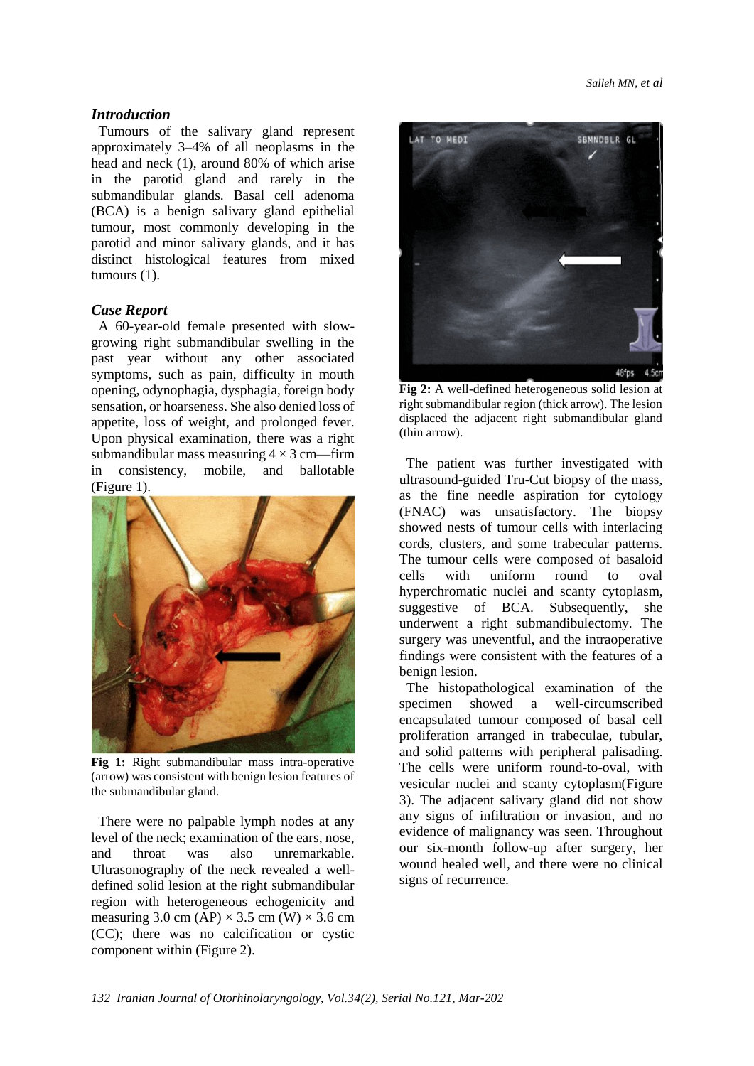## Introduction

Tumours of the salivary gland represent approximately 3–4% of all neoplasms in the head and neck (1), around 80% of which arise in the parotid gland and rarely in the submandibular glands. Basal cell adenoma (BCA) is a benign salivary gland epithelial tumour, most commonly developing in the parotid and minor salivary glands, and it has distinct histological features from mixed tumours (1).

## Case Report

A 60-year-old female presented with slow-growing right submandibular swelling in the past year without any other associated symptoms, such as pain, difficulty in mouth opening, odynophagia, dysphagia, foreign body sensation, or hoarseness. She also denied loss of appetite, loss of weight, and prolonged fever. Upon physical examination, there was a right submandibular mass measuring $4 \times 3$ cm—firm in consistency, mobile, and ballotable (Figure 1).

**Fig 1:** Right submandibular mass intra-operative (arrow) was consistent with benign lesion features of the submandibular gland.

There were no palpable lymph nodes at any level of the neck; examination of the ears, nose, and throat was also unremarkable. Ultrasonography of the neck revealed a well-defined solid lesion at the right submandibular region with heterogeneous echogenicity and measuring 3.0 cm (AP) $\times$ 3.5 cm (W) $\times$ 3.6 cm (CC); there was no calcification or cystic component within (Figure 2).

**Fig 2:** A well-defined heterogeneous solid lesion at right submandibular region (thick arrow). The lesion displaced the adjacent right submandibular gland (thin arrow).

The patient was further investigated with ultrasound-guided Tru-Cut biopsy of the mass, as the fine needle aspiration for cytology (FNAC) was unsatisfactory. The biopsy showed nests of tumour cells with interlacing cords, clusters, and some trabecular patterns. The tumour cells were composed of basaloid cells with uniform round to oval hyperchromatic nuclei and scanty cytoplasm, suggestive of BCA. Subsequently, she underwent a right submandibulectomy. The surgery was uneventful, and the intraoperative findings were consistent with the features of a benign lesion.

The histopathological examination of the specimen showed a well-circumscribed encapsulated tumour composed of basal cell proliferation arranged in trabeculae, tubular, and solid patterns with peripheral palisading. The cells were uniform round-to-oval, with vesicular nuclei and scanty cytoplasm(Figure 3). The adjacent salivary gland did not show any signs of infiltration or invasion, and no evidence of malignancy was seen. Throughout our six-month follow-up after surgery, her wound healed well, and there were no clinical signs of recurrence.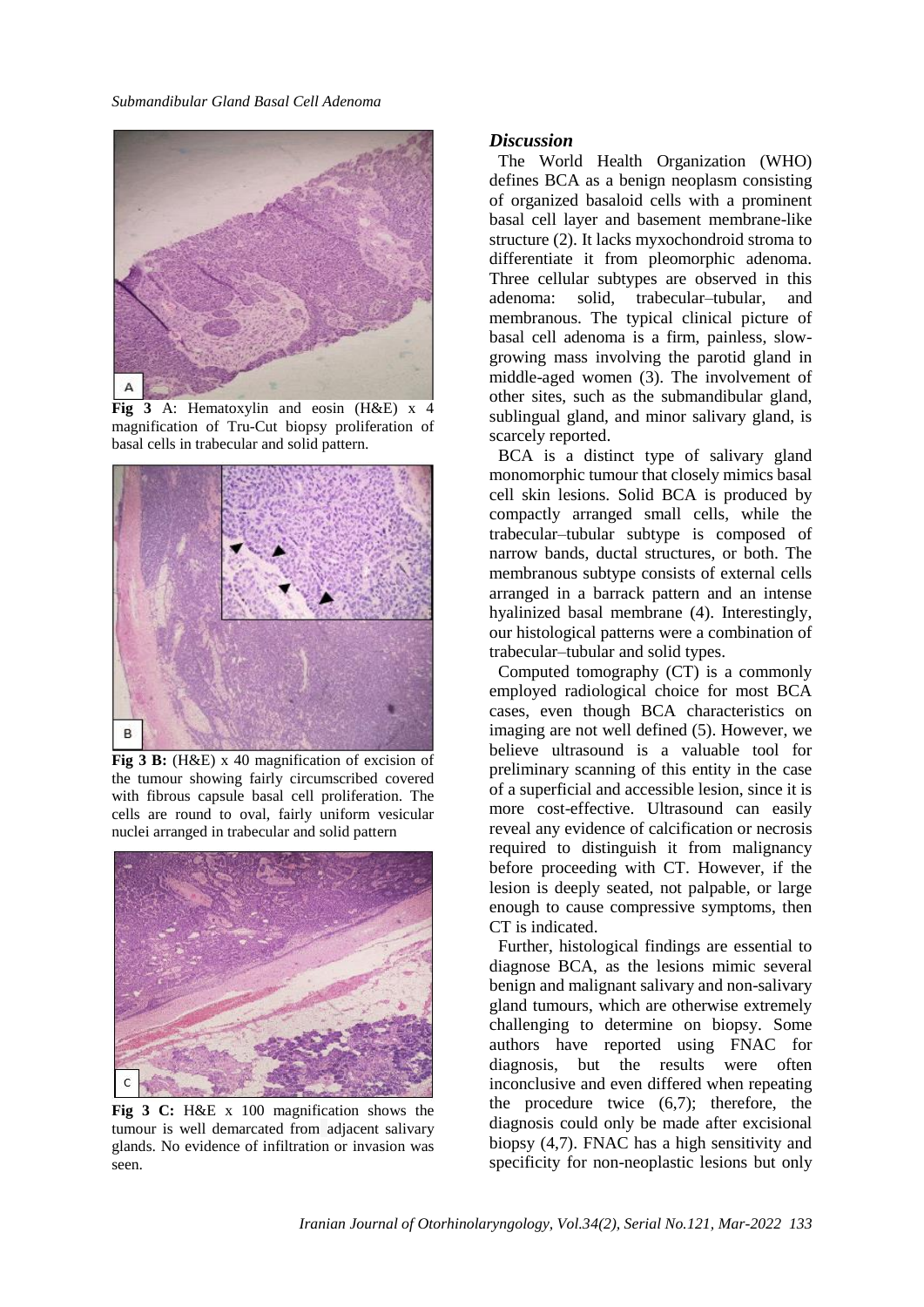**Fig 3** A: Hematoxylin and eosin (H&E) x 4 magnification of Tru-Cut biopsy proliferation of basal cells in trabecular and solid pattern.

**Fig 3 B:** (H&E) x 40 magnification of excision of the tumour showing fairly circumscribed covered with fibrous capsule basal cell proliferation. The cells are round to oval, fairly uniform vesicular nuclei arranged in trabecular and solid pattern

**Fig 3 C:** H&E x 100 magnification shows the tumour is well demarcated from adjacent salivary glands. No evidence of infiltration or invasion was seen.

## *Discussion*

The World Health Organization (WHO) defines BCA as a benign neoplasm consisting of organized basaloid cells with a prominent basal cell layer and basement membrane-like structure (2). It lacks myxochondroid stroma to differentiate it from pleomorphic adenoma. Three cellular subtypes are observed in this adenoma: solid, trabecular–tubular, and membranous. The typical clinical picture of basal cell adenoma is a firm, painless, slow-growing mass involving the parotid gland in middle-aged women (3). The involvement of other sites, such as the submandibular gland, sublingual gland, and minor salivary gland, is scarcely reported.

BCA is a distinct type of salivary gland monomorphic tumour that closely mimics basal cell skin lesions. Solid BCA is produced by compactly arranged small cells, while the trabecular–tubular subtype is composed of narrow bands, ductal structures, or both. The membranous subtype consists of external cells arranged in a barrack pattern and an intense hyalinized basal membrane (4). Interestingly, our histological patterns were a combination of trabecular–tubular and solid types.

Computed tomography (CT) is a commonly employed radiological choice for most BCA cases, even though BCA characteristics on imaging are not well defined (5). However, we believe ultrasound is a valuable tool for preliminary scanning of this entity in the case of a superficial and accessible lesion, since it is more cost-effective. Ultrasound can easily reveal any evidence of calcification or necrosis required to distinguish it from malignancy before proceeding with CT. However, if the lesion is deeply seated, not palpable, or large enough to cause compressive symptoms, then CT is indicated.

Further, histological findings are essential to diagnose BCA, as the lesions mimic several benign and malignant salivary and non-salivary gland tumours, which are otherwise extremely challenging to determine on biopsy. Some authors have reported using FNAC for diagnosis, but the results were often inconclusive and even differed when repeating the procedure twice (6,7); therefore, the diagnosis could only be made after excisional biopsy (4,7). FNAC has a high sensitivity and specificity for non-neoplastic lesions but only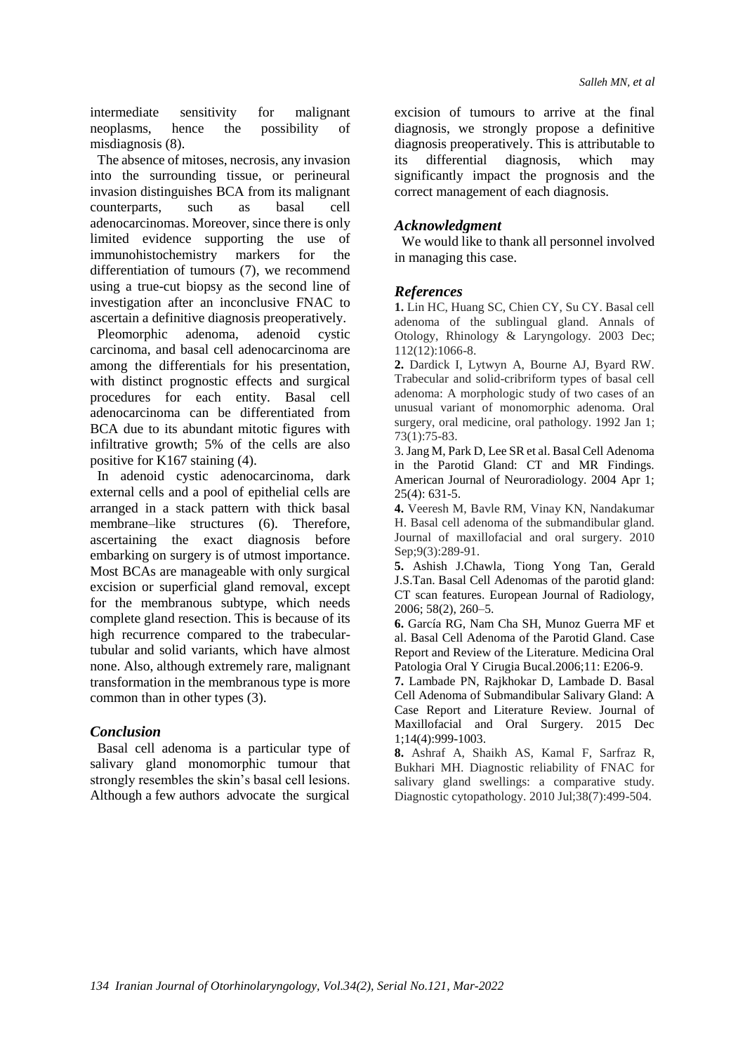intermediate sensitivity for malignant neoplasms, hence the possibility of misdiagnosis (8).

The absence of mitoses, necrosis, any invasion into the surrounding tissue, or perineural invasion distinguishes BCA from its malignant counterparts, such as basal cell adenocarcinomas. Moreover, since there is only limited evidence supporting the use of immunohistochemistry markers for the differentiation of tumours (7), we recommend using a true-cut biopsy as the second line of investigation after an inconclusive FNAC to ascertain a definitive diagnosis preoperatively.

Pleomorphic adenoma, adenoid cystic carcinoma, and basal cell adenocarcinoma are among the differentials for his presentation, with distinct prognostic effects and surgical procedures for each entity. Basal cell adenocarcinoma can be differentiated from BCA due to its abundant mitotic figures with infiltrative growth; 5% of the cells are also positive for K167 staining (4).

In adenoid cystic adenocarcinoma, dark external cells and a pool of epithelial cells are arranged in a stack pattern with thick basal membrane–like structures (6). Therefore, ascertaining the exact diagnosis before embarking on surgery is of utmost importance. Most BCAs are manageable with only surgical excision or superficial gland removal, except for the membranous subtype, which needs complete gland resection. This is because of its high recurrence compared to the trabecular-tubular and solid variants, which have almost none. Also, although extremely rare, malignant transformation in the membranous type is more common than in other types (3).

## *Conclusion*

Basal cell adenoma is a particular type of salivary gland monomorphic tumour that strongly resembles the skin's basal cell lesions. Although a few authors advocate the surgical excision of tumours to arrive at the final diagnosis, we strongly propose a definitive diagnosis preoperatively. This is attributable to its differential diagnosis, which may significantly impact the prognosis and the correct management of each diagnosis.

## *Acknowledgment*

We would like to thank all personnel involved in managing this case.

## *References*

**1.** Lin HC, Huang SC, Chien CY, Su CY. Basal cell adenoma of the sublingual gland. Annals of Otology, Rhinology & Laryngology. 2003 Dec; 112(12):1066-8.

**2.** Dardick I, Lytwyn A, Bourne AJ, Byard RW. Trabecular and solid-cribriform types of basal cell adenoma: A morphologic study of two cases of an unusual variant of monomorphic adenoma. Oral surgery, oral medicine, oral pathology. 1992 Jan 1; 73(1):75-83.

3. Jang M, Park D, Lee SR et al. Basal Cell Adenoma in the Parotid Gland: CT and MR Findings. American Journal of Neuroradiology. 2004 Apr 1; 25(4): 631-5.

**4.** Veeresh M, Bavle RM, Vinay KN, Nandakumar H. Basal cell adenoma of the submandibular gland. Journal of maxillofacial and oral surgery. 2010 Sep;9(3):289-91.

**5.** Ashish J.Chawla, Tiong Yong Tan, Gerald J.S.Tan. Basal Cell Adenomas of the parotid gland: CT scan features. European Journal of Radiology, 2006; 58(2), 260–5.

**6.** García RG, Nam Cha SH, Munoz Guerra MF et al. Basal Cell Adenoma of the Parotid Gland. Case Report and Review of the Literature. Medicina Oral Patologia Oral Y Cirugia Bucal.2006;11: E206-9.

**7.** Lambade PN, Rajkhokar D, Lambade D. Basal Cell Adenoma of Submandibular Salivary Gland: A Case Report and Literature Review. Journal of Maxillofacial and Oral Surgery. 2015 Dec 1;14(4):999-1003.

**8.** Ashraf A, Shaikh AS, Kamal F, Sarfraz R, Bukhari MH. Diagnostic reliability of FNAC for salivary gland swellings: a comparative study. Diagnostic cytopathology. 2010 Jul;38(7):499-504.